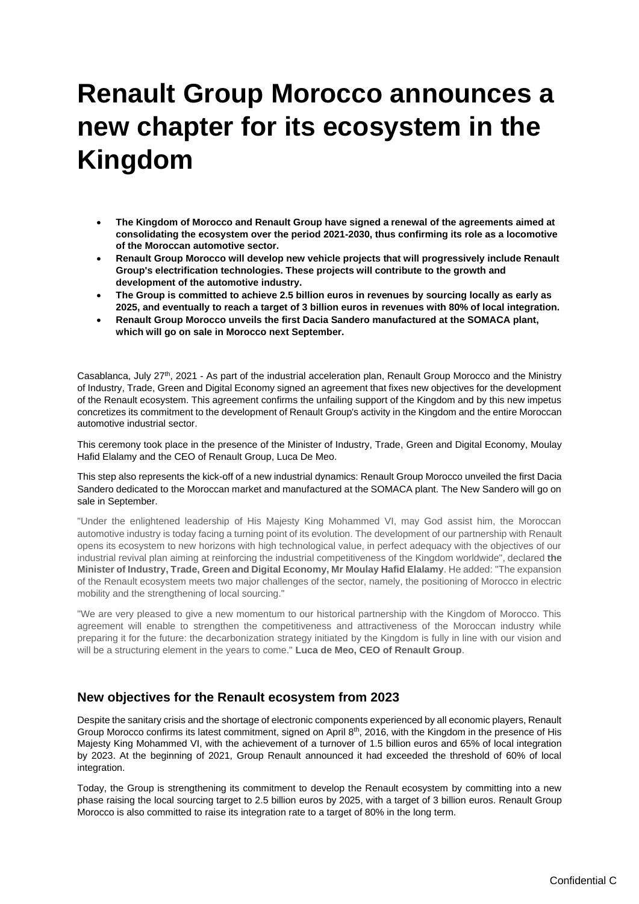# Renault Group Morocco announces a new chapter for its ecosystem in the Kingdom

- **The Kingdom of Morocco and Renault Group have signed a renewal of the agreements aimed at consolidating the ecosystem over the period 2021-2030, thus confirming its role as a locomotive of the Moroccan automotive sector.**
- **Renault Group Morocco will develop new vehicle projects that will progressively include Renault Group's electrification technologies. These projects will contribute to the growth and development of the automotive industry.**
- **The Group is committed to achieve 2.5 billion euros in revenues by sourcing locally as early as 2025, and eventually to reach a target of 3 billion euros in revenues with 80% of local integration.**
- **Renault Group Morocco unveils the first Dacia Sandero manufactured at the SOMACA plant, which will go on sale in Morocco next September.**

Casablanca, July 27th, 2021 - As part of the industrial acceleration plan, Renault Group Morocco and the Ministry of Industry, Trade, Green and Digital Economy signed an agreement that fixes new objectives for the development of the Renault ecosystem. This agreement confirms the unfailing support of the Kingdom and by this new impetus concretizes its commitment to the development of Renault Group's activity in the Kingdom and the entire Moroccan automotive industrial sector.

This ceremony took place in the presence of the Minister of Industry, Trade, Green and Digital Economy, Moulay Hafid Elalamy and the CEO of Renault Group, Luca De Meo.

This step also represents the kick-off of a new industrial dynamics: Renault Group Morocco unveiled the first Dacia Sandero dedicated to the Moroccan market and manufactured at the SOMACA plant. The New Sandero will go on sale in September.

"Under the enlightened leadership of His Majesty King Mohammed VI, may God assist him, the Moroccan automotive industry is today facing a turning point of its evolution. The development of our partnership with Renault opens its ecosystem to new horizons with high technological value, in perfect adequacy with the objectives of our industrial revival plan aiming at reinforcing the industrial competitiveness of the Kingdom worldwide", declared **the Minister of Industry, Trade, Green and Digital Economy, Mr Moulay Hafid Elalamy**. He added: "The expansion of the Renault ecosystem meets two major challenges of the sector, namely, the positioning of Morocco in electric mobility and the strengthening of local sourcing."

"We are very pleased to give a new momentum to our historical partnership with the Kingdom of Morocco. This agreement will enable to strengthen the competitiveness and attractiveness of the Moroccan industry while preparing it for the future: the decarbonization strategy initiated by the Kingdom is fully in line with our vision and will be a structuring element in the years to come." **Luca de Meo, CEO of Renault Group**.

## New objectives for the Renault ecosystem from 2023

Despite the sanitary crisis and the shortage of electronic components experienced by all economic players, Renault Group Morocco confirms its latest commitment, signed on April 8th, 2016, with the Kingdom in the presence of His Majesty King Mohammed VI, with the achievement of a turnover of 1.5 billion euros and 65% of local integration by 2023. At the beginning of 2021, Group Renault announced it had exceeded the threshold of 60% of local integration.

Today, the Group is strengthening its commitment to develop the Renault ecosystem by committing into a new phase raising the local sourcing target to 2.5 billion euros by 2025, with a target of 3 billion euros. Renault Group Morocco is also committed to raise its integration rate to a target of 80% in the long term.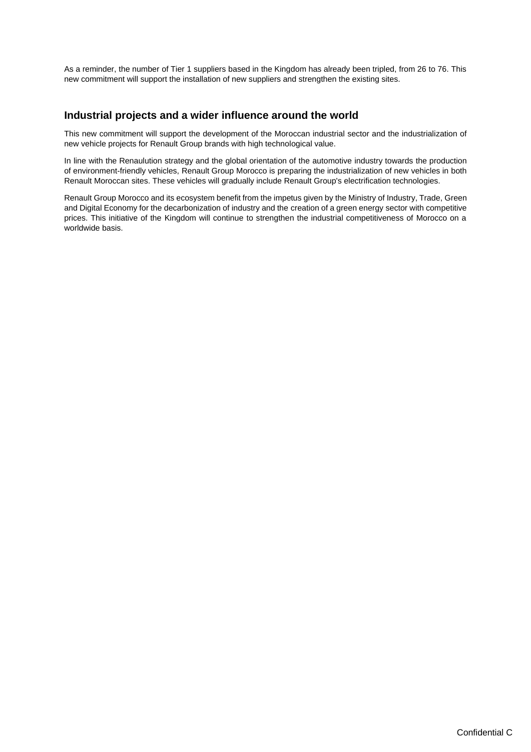As a reminder, the number of Tier 1 suppliers based in the Kingdom has already been tripled, from 26 to 76. This new commitment will support the installation of new suppliers and strengthen the existing sites.

## Industrial projects and a wider influence around the world

This new commitment will support the development of the Moroccan industrial sector and the industrialization of new vehicle projects for Renault Group brands with high technological value.

In line with the Renaulution strategy and the global orientation of the automotive industry towards the production of environment-friendly vehicles, Renault Group Morocco is preparing the industrialization of new vehicles in both Renault Moroccan sites. These vehicles will gradually include Renault Group's electrification technologies.

Renault Group Morocco and its ecosystem benefit from the impetus given by the Ministry of Industry, Trade, Green and Digital Economy for the decarbonization of industry and the creation of a green energy sector with competitive prices. This initiative of the Kingdom will continue to strengthen the industrial competitiveness of Morocco on a worldwide basis.